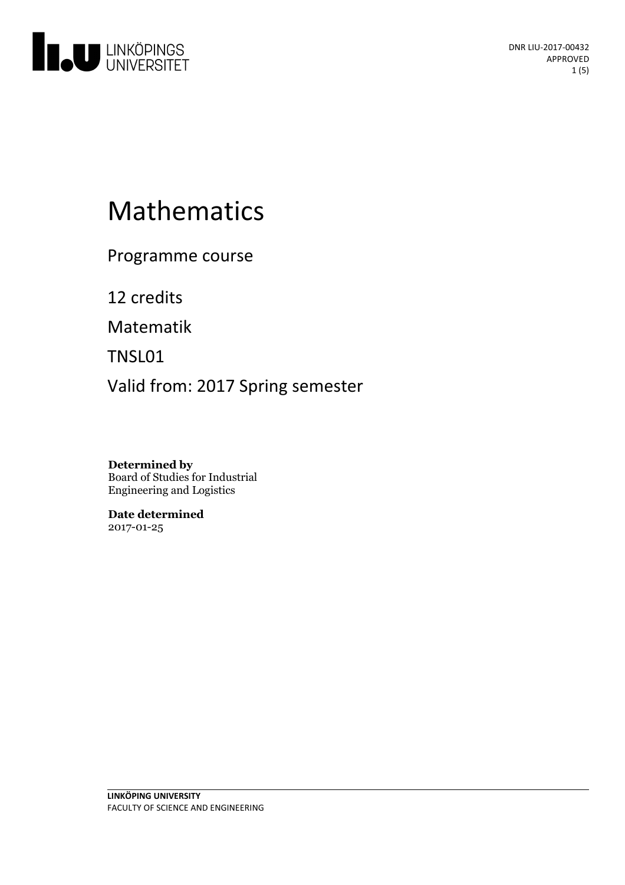DNR LIU-2017-00432
APPROVED

# Mathematics

Programme course

12 credits

Matematik

TNSL01

Valid from: 2017 Spring semester

**Determined by**
Board of Studies for Industrial Engineering and Logistics

**Date determined**
2017-01-25

**LINKÖPING UNIVERSITY**
FACULTY OF SCIENCE AND ENGINEERING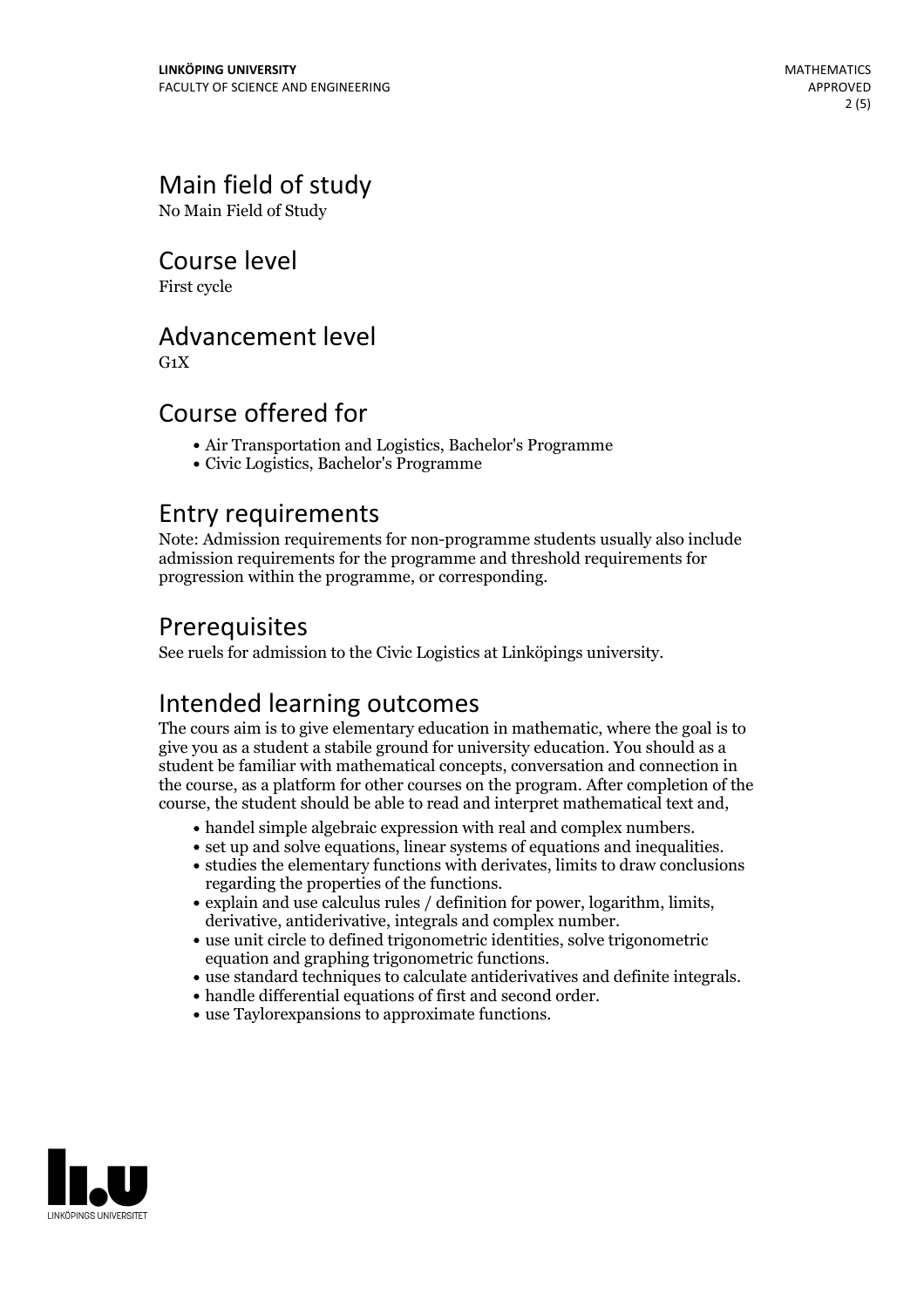## Main field of study

No Main Field of Study

## Course level

First cycle

## Advancement level

G1X

## Course offered for

- Air Transportation and Logistics, Bachelor's Programme
- Civic Logistics, Bachelor's Programme

## Entry requirements

Note: Admission requirements for non-programme students usually also include admission requirements for the programme and threshold requirements for progression within the programme, or corresponding.

## Prerequisites

See ruels for admission to the Civic Logistics at Linköpings university.

## Intended learning outcomes

The cours aim is to give elementary education in mathematic, where the goal is to give you as a student a stabile ground for university education. You should as a student be familiar with mathematical concepts, conversation and connection in the course, as a platform for other courses on the program. After completion of the course, the student should be able to read and interpret mathematical text and,

- handel simple algebraic expression with real and complex numbers.
- set up and solve equations, linear systems of equations and inequalities.
- studies the elementary functions with derivates, limits to draw conclusions regarding the properties of the functions.
- explain and use calculus rules / definition for power, logarithm, limits, derivative, antiderivative, integrals and complex number.
- use unit circle to defined trigonometric identities, solve trigonometric equation and graphing trigonometric functions.
- use standard techniques to calculate antiderivatives and definite integrals.
- handle differential equations of first and second order.
- use Taylorexpansions to approximate functions.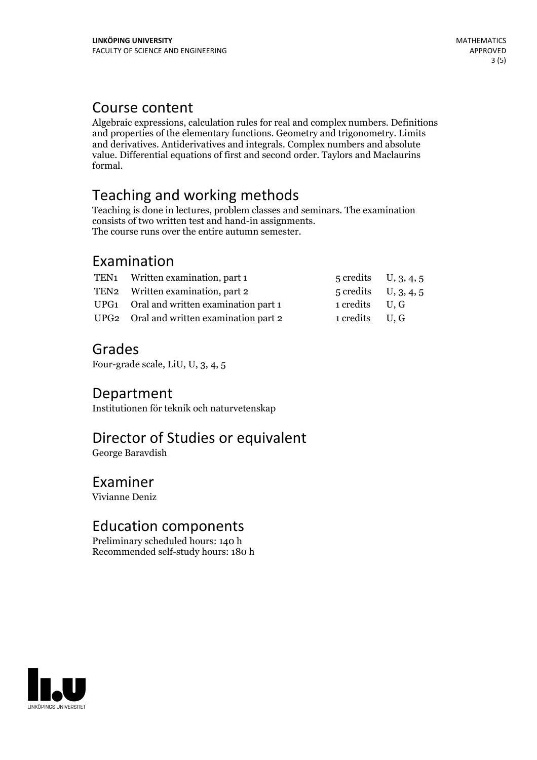## Course content

Algebraic expressions, calculation rules for real and complex numbers. Definitions and properties of the elementary functions. Geometry and trigonometry. Limits and derivatives. Antiderivatives and integrals. Complex numbers and absolute value. Differential equations of first and second order. Taylors and Maclaurins formal.

## Teaching and working methods

Teaching is done in lectures, problem classes and seminars. The examination consists of two written test and hand-in assignments.
The course runs over the entire autumn semester.

## Examination

| | | | |
|---|---|---|---|
| TEN1 | Written examination, part 1 | 5 credits | U, 3, 4, 5 |
| TEN2 | Written examination, part 2 | 5 credits | U, 3, 4, 5 |
| UPG1 | Oral and written examination part 1 | 1 credits | U, G |
| UPG2 | Oral and written examination part 2 | 1 credits | U, G |

## Grades

Four-grade scale, LiU, U, 3, 4, 5

## Department

Institutionen för teknik och naturvetenskap

## Director of Studies or equivalent

George Baravdish

## Examiner

Vivianne Deniz

## Education components

Preliminary scheduled hours: 140 h
Recommended self-study hours: 180 h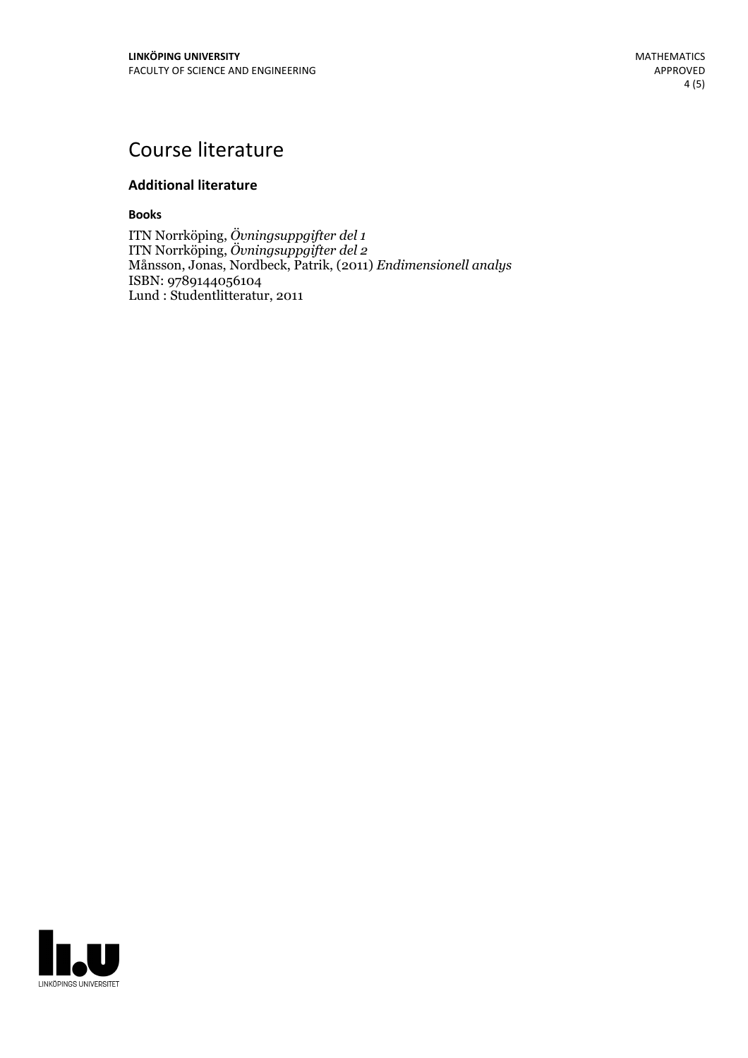# Course literature

## Additional literature

### Books

ITN Norrköping, *Övningsuppgifter del 1*
ITN Norrköping, *Övningsuppgifter del 2*
Månsson, Jonas, Nordbeck, Patrik, (2011) *Endimensionell analys*
ISBN: 9789144056104
Lund : Studentlitteratur, 2011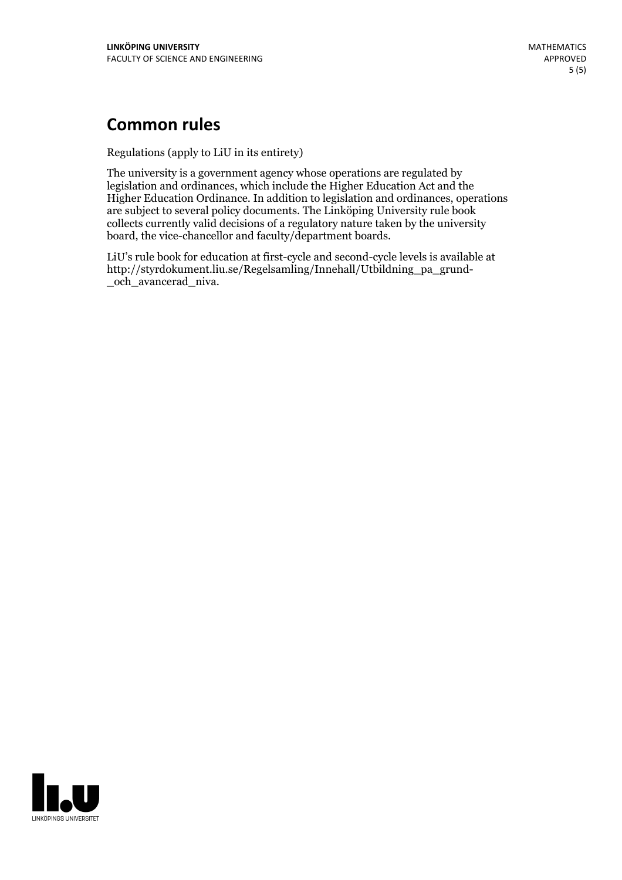## Common rules

Regulations (apply to LiU in its entirety)

The university is a government agency whose operations are regulated by legislation and ordinances, which include the Higher Education Act and the Higher Education Ordinance. In addition to legislation and ordinances, operations are subject to several policy documents. The Linköping University rule book collects currently valid decisions of a regulatory nature taken by the university board, the vice-chancellor and faculty/department boards.

LiU's rule book for education at first-cycle and second-cycle levels is available at http://styrdokument.liu.se/Regelsamling/Innehall/Utbildning_pa_grund-_och_avancerad_niva.